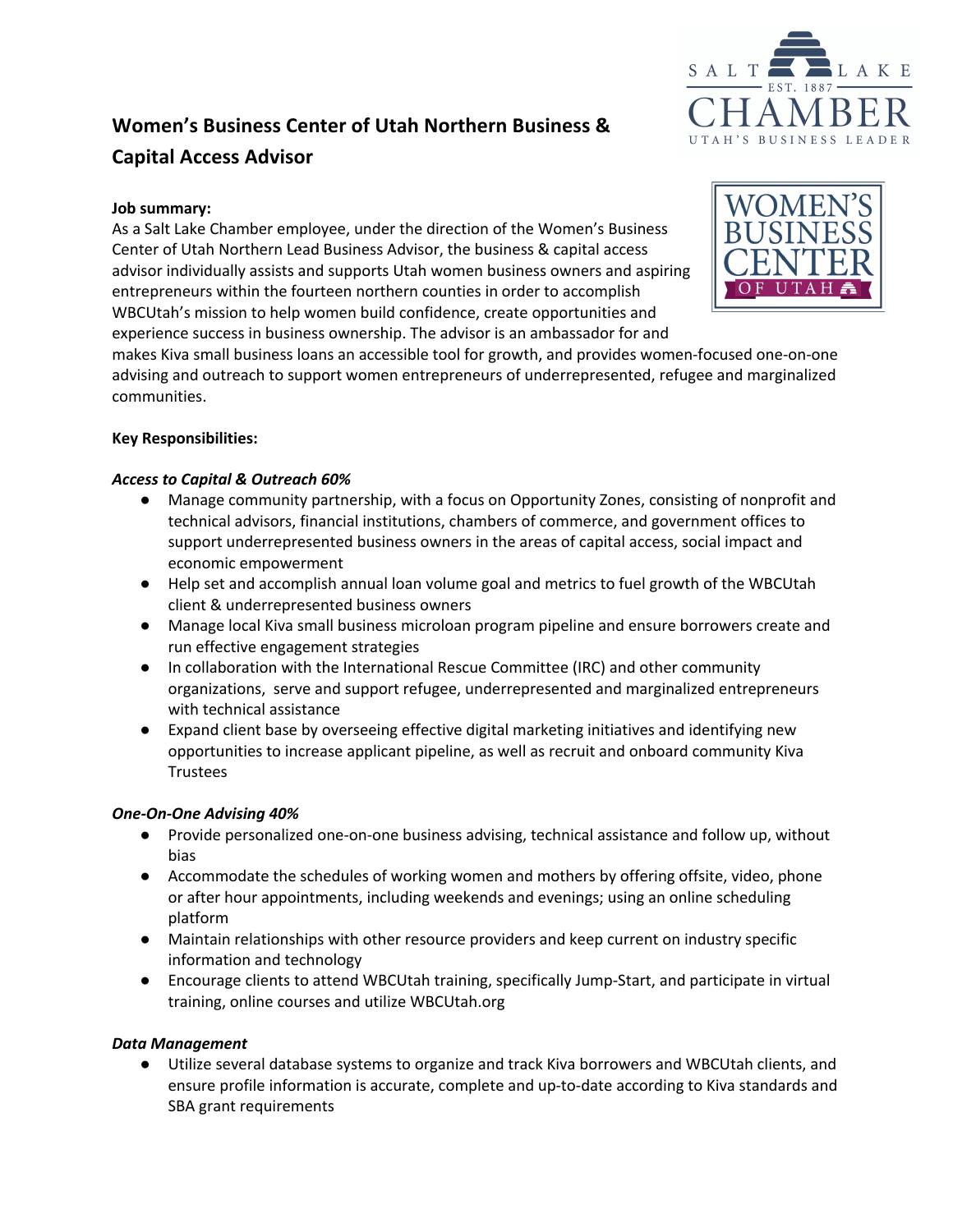# Women's Business Center of Utah Northern Business & Capital Access Advisor

**Job summary:**

As a Salt Lake Chamber employee, under the direction of the Women's Business Center of Utah Northern Lead Business Advisor, the business & capital access advisor individually assists and supports Utah women business owners and aspiring entrepreneurs within the fourteen northern counties in order to accomplish WBCUtah's mission to help women build confidence, create opportunities and experience success in business ownership. The advisor is an ambassador for and makes Kiva small business loans an accessible tool for growth, and provides women-focused one-on-one advising and outreach to support women entrepreneurs of underrepresented, refugee and marginalized communities.

**Key Responsibilities:**

***Access to Capital & Outreach 60%***

- Manage community partnership, with a focus on Opportunity Zones, consisting of nonprofit and technical advisors, financial institutions, chambers of commerce, and government offices to support underrepresented business owners in the areas of capital access, social impact and economic empowerment
- Help set and accomplish annual loan volume goal and metrics to fuel growth of the WBCUtah client & underrepresented business owners
- Manage local Kiva small business microloan program pipeline and ensure borrowers create and run effective engagement strategies
- In collaboration with the International Rescue Committee (IRC) and other community organizations, serve and support refugee, underrepresented and marginalized entrepreneurs with technical assistance
- Expand client base by overseeing effective digital marketing initiatives and identifying new opportunities to increase applicant pipeline, as well as recruit and onboard community Kiva Trustees

***One-On-One Advising 40%***

- Provide personalized one-on-one business advising, technical assistance and follow up, without bias
- Accommodate the schedules of working women and mothers by offering offsite, video, phone or after hour appointments, including weekends and evenings; using an online scheduling platform
- Maintain relationships with other resource providers and keep current on industry specific information and technology
- Encourage clients to attend WBCUtah training, specifically Jump-Start, and participate in virtual training, online courses and utilize WBCUtah.org

***Data Management***

- Utilize several database systems to organize and track Kiva borrowers and WBCUtah clients, and ensure profile information is accurate, complete and up-to-date according to Kiva standards and SBA grant requirements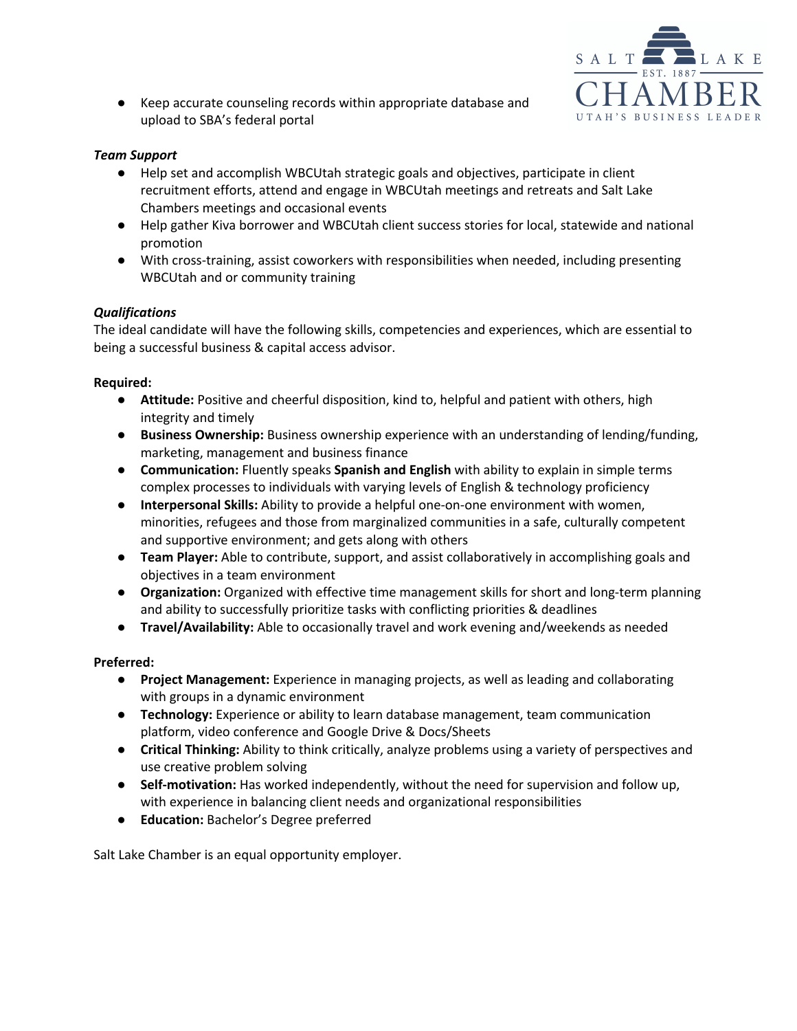- Keep accurate counseling records within appropriate database and upload to SBA's federal portal

***Team Support***

- Help set and accomplish WBCUtah strategic goals and objectives, participate in client recruitment efforts, attend and engage in WBCUtah meetings and retreats and Salt Lake Chambers meetings and occasional events
- Help gather Kiva borrower and WBCUtah client success stories for local, statewide and national promotion
- With cross-training, assist coworkers with responsibilities when needed, including presenting WBCUtah and or community training

***Qualifications***

The ideal candidate will have the following skills, competencies and experiences, which are essential to being a successful business & capital access advisor.

**Required:**

- **Attitude:** Positive and cheerful disposition, kind to, helpful and patient with others, high integrity and timely
- **Business Ownership:** Business ownership experience with an understanding of lending/funding, marketing, management and business finance
- **Communication:** Fluently speaks **Spanish and English** with ability to explain in simple terms complex processes to individuals with varying levels of English & technology proficiency
- **Interpersonal Skills:** Ability to provide a helpful one-on-one environment with women, minorities, refugees and those from marginalized communities in a safe, culturally competent and supportive environment; and gets along with others
- **Team Player:** Able to contribute, support, and assist collaboratively in accomplishing goals and objectives in a team environment
- **Organization:** Organized with effective time management skills for short and long-term planning and ability to successfully prioritize tasks with conflicting priorities & deadlines
- **Travel/Availability:** Able to occasionally travel and work evening and/weekends as needed

**Preferred:**

- **Project Management:** Experience in managing projects, as well as leading and collaborating with groups in a dynamic environment
- **Technology:** Experience or ability to learn database management, team communication platform, video conference and Google Drive & Docs/Sheets
- **Critical Thinking:** Ability to think critically, analyze problems using a variety of perspectives and use creative problem solving
- **Self-motivation:** Has worked independently, without the need for supervision and follow up, with experience in balancing client needs and organizational responsibilities
- **Education:** Bachelor's Degree preferred

Salt Lake Chamber is an equal opportunity employer.